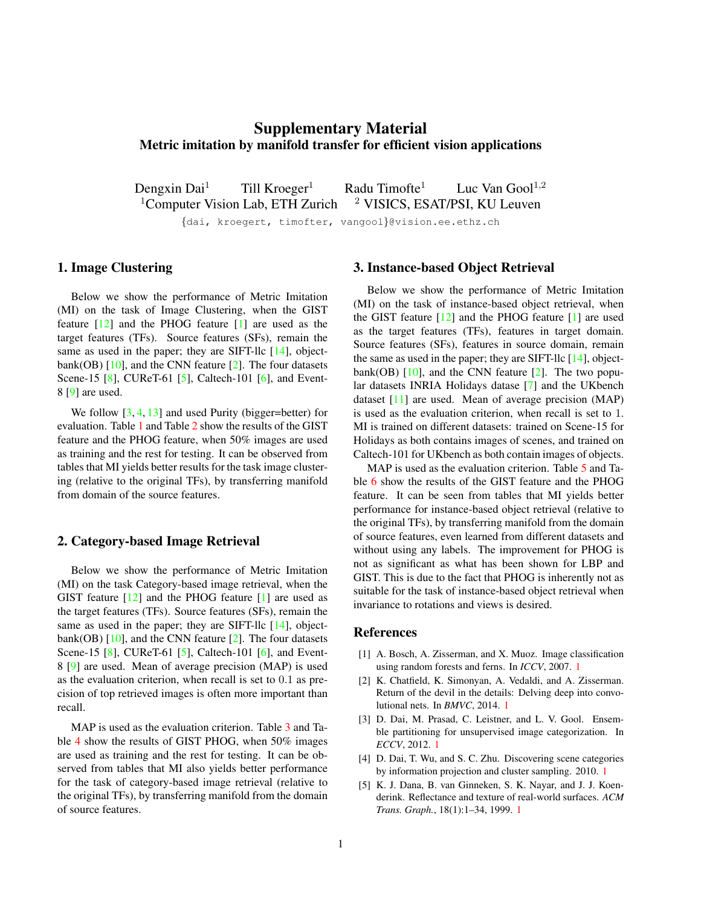# Supplementary Material
## Metric imitation by manifold transfer for efficient vision applications

Dengxin Dai[1] Till Kroeger[1] Radu Timofte[1] Luc Van Gool[1,2]

[1]Computer Vision Lab, ETH Zurich [2] VISICS, ESAT/PSI, KU Leuven

{dai, kroegert, timofter, vangool}@vision.ee.ethz.ch

## 1. Image Clustering

Below we show the performance of Metric Imitation (MI) on the task of Image Clustering, when the GIST feature [12] and the PHOG feature [1] are used as the target features (TFs). Source features (SFs), remain the same as used in the paper; they are SIFT-llc [14], object-bank(OB) [10], and the CNN feature [2]. The four datasets Scene-15 [8], CUReT-61 [5], Caltech-101 [6], and Event-8 [9] are used.

We follow [3, 4, 13] and used Purity (bigger=better) for evaluation. Table 1 and Table 2 show the results of the GIST feature and the PHOG feature, when 50% images are used as training and the rest for testing. It can be observed from tables that MI yields better results for the task image clustering (relative to the original TFs), by transferring manifold from domain of the source features.

## 2. Category-based Image Retrieval

Below we show the performance of Metric Imitation (MI) on the task Category-based image retrieval, when the GIST feature [12] and the PHOG feature [1] are used as the target features (TFs). Source features (SFs), remain the same as used in the paper; they are SIFT-llc [14], object-bank(OB) [10], and the CNN feature [2]. The four datasets Scene-15 [8], CUReT-61 [5], Caltech-101 [6], and Event-8 [9] are used. Mean of average precision (MAP) is used as the evaluation criterion, when recall is set to 0.1 as precision of top retrieved images is often more important than recall.

MAP is used as the evaluation criterion. Table 3 and Table 4 show the results of GIST PHOG, when 50% images are used as training and the rest for testing. It can be observed from tables that MI also yields better performance for the task of category-based image retrieval (relative to the original TFs), by transferring manifold from the domain of source features.

## 3. Instance-based Object Retrieval

Below we show the performance of Metric Imitation (MI) on the task of instance-based object retrieval, when the GIST feature [12] and the PHOG feature [1] are used as the target features (TFs), features in target domain. Source features (SFs), features in source domain, remain the same as used in the paper; they are SIFT-llc [14], object-bank(OB) [10], and the CNN feature [2]. The two popular datasets INRIA Holidays datase [7] and the UKbench dataset [11] are used. Mean of average precision (MAP) is used as the evaluation criterion, when recall is set to 1. MI is trained on different datasets: trained on Scene-15 for Holidays as both contains images of scenes, and trained on Caltech-101 for UKbench as both contain images of objects.

MAP is used as the evaluation criterion. Table 5 and Table 6 show the results of the GIST feature and the PHOG feature. It can be seen from tables that MI yields better performance for instance-based object retrieval (relative to the original TFs), by transferring manifold from the domain of source features, even learned from different datasets and without using any labels. The improvement for PHOG is not as significant as what has been shown for LBP and GIST. This is due to the fact that PHOG is inherently not as suitable for the task of instance-based object retrieval when invariance to rotations and views is desired.

## References

[1] A. Bosch, A. Zisserman, and X. Muoz. Image classification using random forests and ferns. In *ICCV*, 2007. 1

[2] K. Chatfield, K. Simonyan, A. Vedaldi, and A. Zisserman. Return of the devil in the details: Delving deep into convolutional nets. In *BMVC*, 2014. 1

[3] D. Dai, M. Prasad, C. Leistner, and L. V. Gool. Ensemble partitioning for unsupervised image categorization. In *ECCV*, 2012. 1

[4] D. Dai, T. Wu, and S. C. Zhu. Discovering scene categories by information projection and cluster sampling. 2010. 1

[5] K. J. Dana, B. van Ginneken, S. K. Nayar, and J. J. Koenderink. Reflectance and texture of real-world surfaces. *ACM Trans. Graph.*, 18(1):1–34, 1999. 1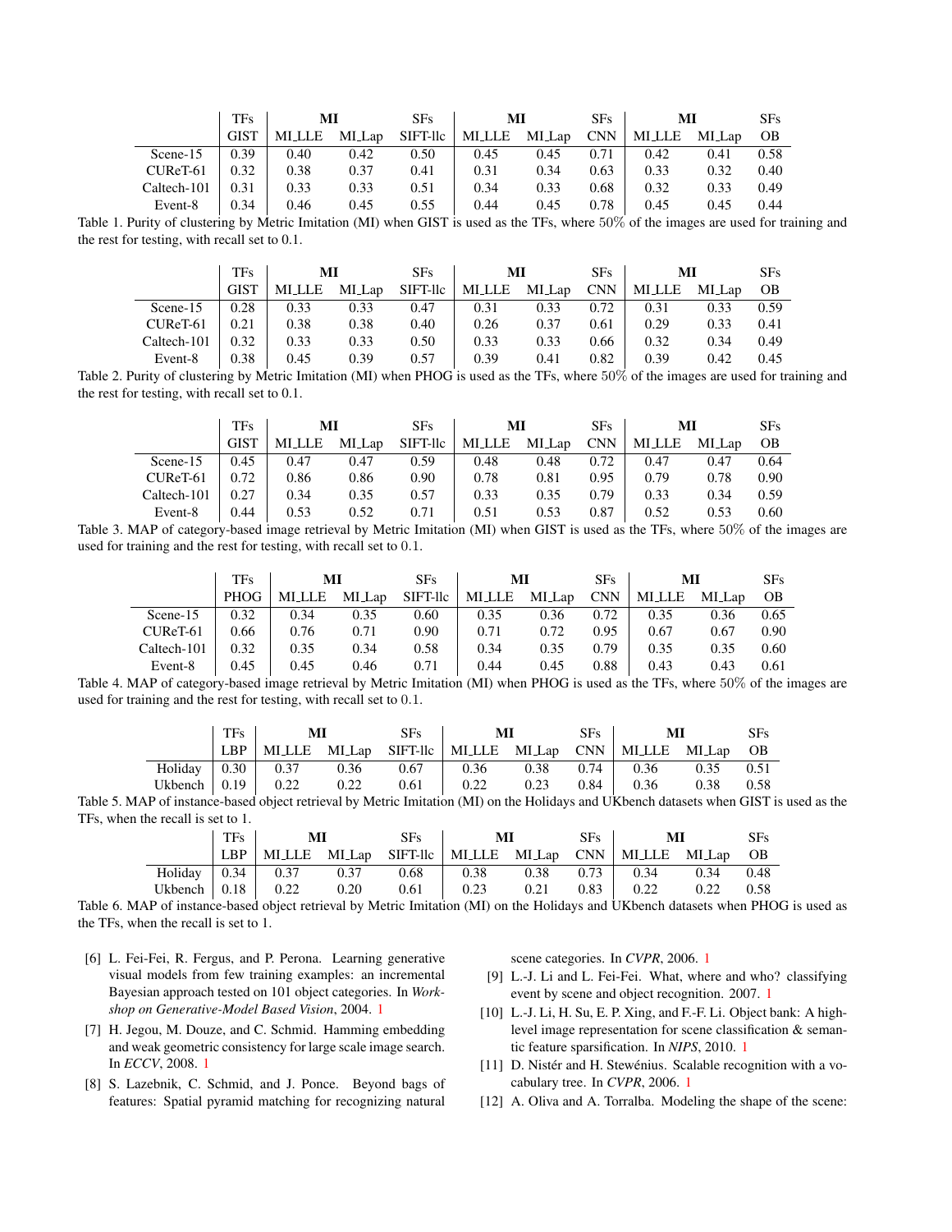| | TFs | MI | | SFs | MI | | SFs | MI | | SFs |
|---|---|---|---|---|---|---|---|---|---|---|
| | GIST | MI_LLE | MI_Lap | SIFT-llc | MI_LLE | MI_Lap | CNN | MI_LLE | MI_Lap | OB |
| Scene-15 | 0.39 | 0.40 | 0.42 | 0.50 | 0.45 | 0.45 | 0.71 | 0.42 | 0.41 | 0.58 |
| CUReT-61 | 0.32 | 0.38 | 0.37 | 0.41 | 0.31 | 0.34 | 0.63 | 0.33 | 0.32 | 0.40 |
| Caltech-101 | 0.31 | 0.33 | 0.33 | 0.51 | 0.34 | 0.33 | 0.68 | 0.32 | 0.33 | 0.49 |
| Event-8 | 0.34 | 0.46 | 0.45 | 0.55 | 0.44 | 0.45 | 0.78 | 0.45 | 0.45 | 0.44 |

Table 1. Purity of clustering by Metric Imitation (MI) when GIST is used as the TFs, where 50% of the images are used for training and the rest for testing, with recall set to 0.1.

| | TFs | MI | | SFs | MI | | SFs | MI | | SFs |
|---|---|---|---|---|---|---|---|---|---|---|
| | GIST | MI_LLE | MI_Lap | SIFT-llc | MI_LLE | MI_Lap | CNN | MI_LLE | MI_Lap | OB |
| Scene-15 | 0.28 | 0.33 | 0.33 | 0.47 | 0.31 | 0.33 | 0.72 | 0.31 | 0.33 | 0.59 |
| CUReT-61 | 0.21 | 0.38 | 0.38 | 0.40 | 0.26 | 0.37 | 0.61 | 0.29 | 0.33 | 0.41 |
| Caltech-101 | 0.32 | 0.33 | 0.33 | 0.50 | 0.33 | 0.33 | 0.66 | 0.32 | 0.34 | 0.49 |
| Event-8 | 0.38 | 0.45 | 0.39 | 0.57 | 0.39 | 0.41 | 0.82 | 0.39 | 0.42 | 0.45 |

Table 2. Purity of clustering by Metric Imitation (MI) when PHOG is used as the TFs, where 50% of the images are used for training and the rest for testing, with recall set to 0.1.

| | TFs | MI | | SFs | MI | | SFs | MI | | SFs |
|---|---|---|---|---|---|---|---|---|---|---|
| | GIST | MI_LLE | MI_Lap | SIFT-llc | MI_LLE | MI_Lap | CNN | MI_LLE | MI_Lap | OB |
| Scene-15 | 0.45 | 0.47 | 0.47 | 0.59 | 0.48 | 0.48 | 0.72 | 0.47 | 0.47 | 0.64 |
| CUReT-61 | 0.72 | 0.86 | 0.86 | 0.90 | 0.78 | 0.81 | 0.95 | 0.79 | 0.78 | 0.90 |
| Caltech-101 | 0.27 | 0.34 | 0.35 | 0.57 | 0.33 | 0.35 | 0.79 | 0.33 | 0.34 | 0.59 |
| Event-8 | 0.44 | 0.53 | 0.52 | 0.71 | 0.51 | 0.53 | 0.87 | 0.52 | 0.53 | 0.60 |

Table 3. MAP of category-based image retrieval by Metric Imitation (MI) when GIST is used as the TFs, where 50% of the images are used for training and the rest for testing, with recall set to 0.1.

| | TFs | MI | | SFs | MI | | SFs | MI | | SFs |
|---|---|---|---|---|---|---|---|---|---|---|
| | PHOG | MI_LLE | MI_Lap | SIFT-llc | MI_LLE | MI_Lap | CNN | MI_LLE | MI_Lap | OB |
| Scene-15 | 0.32 | 0.34 | 0.35 | 0.60 | 0.35 | 0.36 | 0.72 | 0.35 | 0.36 | 0.65 |
| CUReT-61 | 0.66 | 0.76 | 0.71 | 0.90 | 0.71 | 0.72 | 0.95 | 0.67 | 0.67 | 0.90 |
| Caltech-101 | 0.32 | 0.35 | 0.34 | 0.58 | 0.34 | 0.35 | 0.79 | 0.35 | 0.35 | 0.60 |
| Event-8 | 0.45 | 0.45 | 0.46 | 0.71 | 0.44 | 0.45 | 0.88 | 0.43 | 0.43 | 0.61 |

Table 4. MAP of category-based image retrieval by Metric Imitation (MI) when PHOG is used as the TFs, where 50% of the images are used for training and the rest for testing, with recall set to 0.1.

| | TFs | MI | | SFs | MI | | SFs | MI | | SFs |
|---|---|---|---|---|---|---|---|---|---|---|
| | LBP | MI_LLE | MI_Lap | SIFT-llc | MI_LLE | MI_Lap | CNN | MI_LLE | MI_Lap | OB |
| Holiday | 0.30 | 0.37 | 0.36 | 0.67 | 0.36 | 0.38 | 0.74 | 0.36 | 0.35 | 0.51 |
| Ukbench | 0.19 | 0.22 | 0.22 | 0.61 | 0.22 | 0.23 | 0.84 | 0.36 | 0.38 | 0.58 |

Table 5. MAP of instance-based object retrieval by Metric Imitation (MI) on the Holidays and UKbench datasets when GIST is used as the TFs, when the recall is set to 1.

| | TFs | MI | | SFs | MI | | SFs | MI | | SFs |
|---|---|---|---|---|---|---|---|---|---|---|
| | LBP | MI_LLE | MI_Lap | SIFT-llc | MI_LLE | MI_Lap | CNN | MI_LLE | MI_Lap | OB |
| Holiday | 0.34 | 0.37 | 0.37 | 0.68 | 0.38 | 0.38 | 0.73 | 0.34 | 0.34 | 0.48 |
| Ukbench | 0.18 | 0.22 | 0.20 | 0.61 | 0.23 | 0.21 | 0.83 | 0.22 | 0.22 | 0.58 |

Table 6. MAP of instance-based object retrieval by Metric Imitation (MI) on the Holidays and UKbench datasets when PHOG is used as the TFs, when the recall is set to 1.

[6] L. Fei-Fei, R. Fergus, and P. Perona. Learning generative visual models from few training examples: an incremental Bayesian approach tested on 101 object categories. In *Workshop on Generative-Model Based Vision*, 2004. 1

[7] H. Jegou, M. Douze, and C. Schmid. Hamming embedding and weak geometric consistency for large scale image search. In *ECCV*, 2008. 1

[8] S. Lazebnik, C. Schmid, and J. Ponce. Beyond bags of features: Spatial pyramid matching for recognizing natural scene categories. In *CVPR*, 2006. 1

[9] L.-J. Li and L. Fei-Fei. What, where and who? classifying event by scene and object recognition. 2007. 1

[10] L.-J. Li, H. Su, E. P. Xing, and F.-F. Li. Object bank: A high-level image representation for scene classification & semantic feature sparsification. In *NIPS*, 2010. 1

[11] D. Nistér and H. Stewénius. Scalable recognition with a vocabulary tree. In *CVPR*, 2006. 1

[12] A. Oliva and A. Torralba. Modeling the shape of the scene: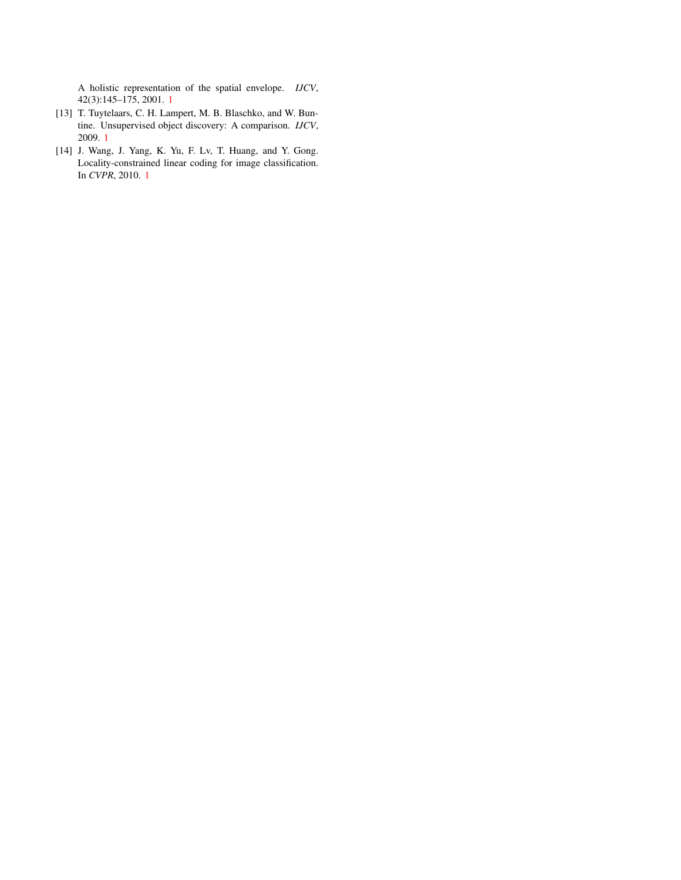A holistic representation of the spatial envelope. *IJCV*, 42(3):145–175, 2001. 1

[13] T. Tuytelaars, C. H. Lampert, M. B. Blaschko, and W. Buntine. Unsupervised object discovery: A comparison. *IJCV*, 2009. 1

[14] J. Wang, J. Yang, K. Yu, F. Lv, T. Huang, and Y. Gong. Locality-constrained linear coding for image classification. In *CVPR*, 2010. 1